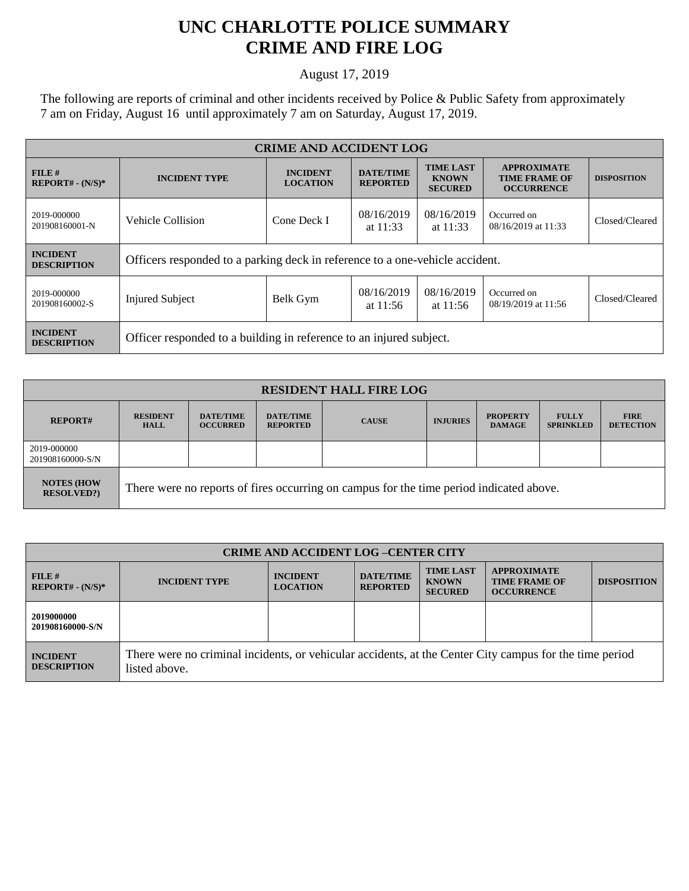# UNC CHARLOTTE POLICE SUMMARY
# CRIME AND FIRE LOG

August 17, 2019

The following are reports of criminal and other incidents received by Police & Public Safety from approximately 7 am on Friday, August 16 until approximately 7 am on Saturday, August 17, 2019.

| CRIME AND ACCIDENT LOG | | | | | | |
|---|---|---|---|---|---|---|
| **FILE # REPORT# - (N/S)*** | **INCIDENT TYPE** | **INCIDENT LOCATION** | **DATE/TIME REPORTED** | **TIME LAST KNOWN SECURED** | **APPROXIMATE TIME FRAME OF OCCURRENCE** | **DISPOSITION** |
| 2019-000000 201908160001-N | Vehicle Collision | Cone Deck I | 08/16/2019 at 11:33 | 08/16/2019 at 11:33 | Occurred on 08/16/2019 at 11:33 | Closed/Cleared |
| **INCIDENT DESCRIPTION** | Officers responded to a parking deck in reference to a one-vehicle accident. | | | | | |
| 2019-000000 201908160002-S | Injured Subject | Belk Gym | 08/16/2019 at 11:56 | 08/16/2019 at 11:56 | Occurred on 08/19/2019 at 11:56 | Closed/Cleared |
| **INCIDENT DESCRIPTION** | Officer responded to a building in reference to an injured subject. | | | | | |

| RESIDENT HALL FIRE LOG | | | | | | | | |
|---|---|---|---|---|---|---|---|---|
| **REPORT#** | **RESIDENT HALL** | **DATE/TIME OCCURRED** | **DATE/TIME REPORTED** | **CAUSE** | **INJURIES** | **PROPERTY DAMAGE** | **FULLY SPRINKLED** | **FIRE DETECTION** |
| 2019-000000 201908160000-S/N | | | | | | | | |
| **NOTES (HOW RESOLVED?)** | There were no reports of fires occurring on campus for the time period indicated above. | | | | | | | |

| CRIME AND ACCIDENT LOG –CENTER CITY | | | | | | |
|---|---|---|---|---|---|---|
| **FILE # REPORT# - (N/S)*** | **INCIDENT TYPE** | **INCIDENT LOCATION** | **DATE/TIME REPORTED** | **TIME LAST KNOWN SECURED** | **APPROXIMATE TIME FRAME OF OCCURRENCE** | **DISPOSITION** |
| **2019000000 201908160000-S/N** | | | | | | |
| **INCIDENT DESCRIPTION** | There were no criminal incidents, or vehicular accidents, at the Center City campus for the time period listed above. | | | | | |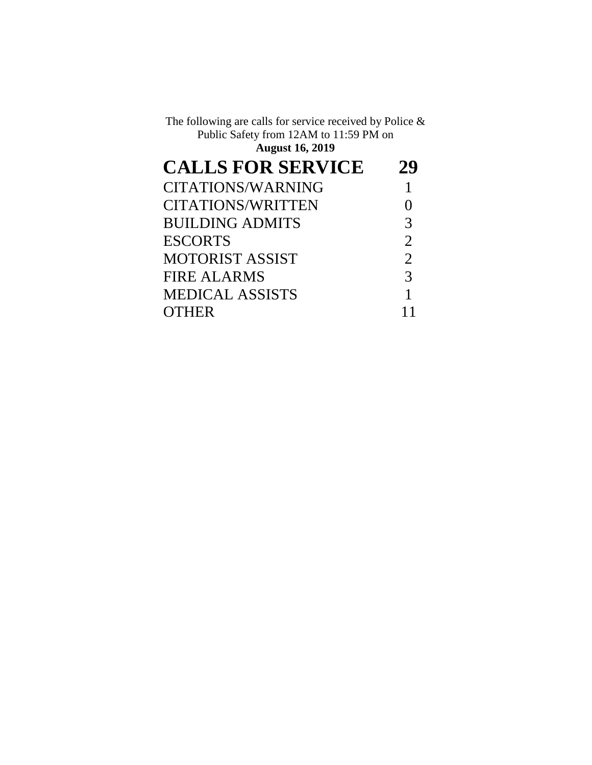The following are calls for service received by Police & Public Safety from 12AM to 11:59 PM on

**August 16, 2019**

| | |
|---|---|
| **CALLS FOR SERVICE** | **29** |
| CITATIONS/WARNING | 1 |
| CITATIONS/WRITTEN | 0 |
| BUILDING ADMITS | 3 |
| ESCORTS | 2 |
| MOTORIST ASSIST | 2 |
| FIRE ALARMS | 3 |
| MEDICAL ASSISTS | 1 |
| OTHER | 11 |